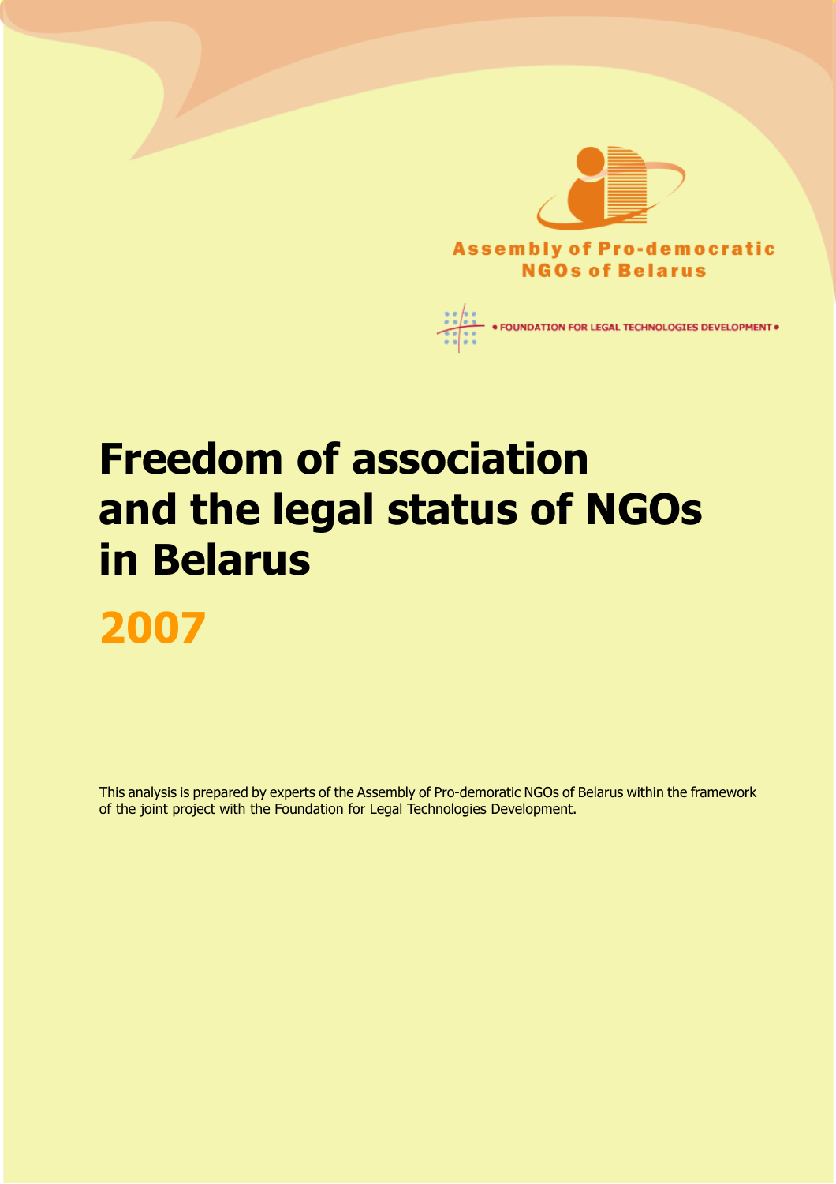Assembly of Pro-democratic NGOs of Belarus

FOUNDATION FOR LEGAL TECHNOLOGIES DEVELOPMENT

# Freedom of association and the legal status of NGOs in Belarus

## 2007

This analysis is prepared by experts of the Assembly of Pro-demoratic NGOs of Belarus within the framework of the joint project with the Foundation for Legal Technologies Development.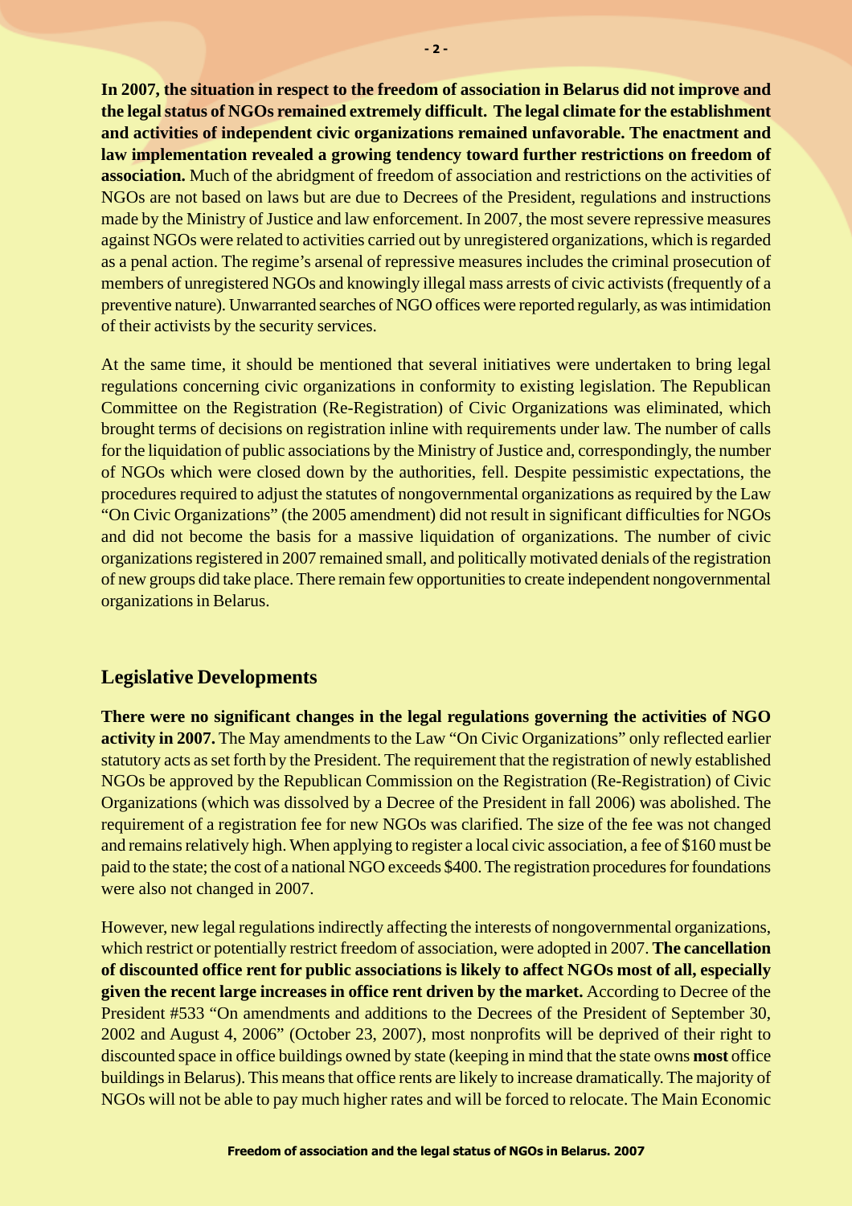**In 2007, the situation in respect to the freedom of association in Belarus did not improve and the legal status of NGOs remained extremely difficult. The legal climate for the establishment and activities of independent civic organizations remained unfavorable. The enactment and law implementation revealed a growing tendency toward further restrictions on freedom of association.** Much of the abridgment of freedom of association and restrictions on the activities of NGOs are not based on laws but are due to Decrees of the President, regulations and instructions made by the Ministry of Justice and law enforcement. In 2007, the most severe repressive measures against NGOs were related to activities carried out by unregistered organizations, which is regarded as a penal action. The regime's arsenal of repressive measures includes the criminal prosecution of members of unregistered NGOs and knowingly illegal mass arrests of civic activists (frequently of a preventive nature). Unwarranted searches of NGO offices were reported regularly, as was intimidation of their activists by the security services.

At the same time, it should be mentioned that several initiatives were undertaken to bring legal regulations concerning civic organizations in conformity to existing legislation. The Republican Committee on the Registration (Re-Registration) of Civic Organizations was eliminated, which brought terms of decisions on registration inline with requirements under law. The number of calls for the liquidation of public associations by the Ministry of Justice and, correspondingly, the number of NGOs which were closed down by the authorities, fell. Despite pessimistic expectations, the procedures required to adjust the statutes of nongovernmental organizations as required by the Law "On Civic Organizations" (the 2005 amendment) did not result in significant difficulties for NGOs and did not become the basis for a massive liquidation of organizations. The number of civic organizations registered in 2007 remained small, and politically motivated denials of the registration of new groups did take place. There remain few opportunities to create independent nongovernmental organizations in Belarus.

## Legislative Developments

**There were no significant changes in the legal regulations governing the activities of NGO activity in 2007.** The May amendments to the Law "On Civic Organizations" only reflected earlier statutory acts as set forth by the President. The requirement that the registration of newly established NGOs be approved by the Republican Commission on the Registration (Re-Registration) of Civic Organizations (which was dissolved by a Decree of the President in fall 2006) was abolished. The requirement of a registration fee for new NGOs was clarified. The size of the fee was not changed and remains relatively high. When applying to register a local civic association, a fee of $160 must be paid to the state; the cost of a national NGO exceeds $400. The registration procedures for foundations were also not changed in 2007.

However, new legal regulations indirectly affecting the interests of nongovernmental organizations, which restrict or potentially restrict freedom of association, were adopted in 2007. **The cancellation of discounted office rent for public associations is likely to affect NGOs most of all, especially given the recent large increases in office rent driven by the market.** According to Decree of the President #533 "On amendments and additions to the Decrees of the President of September 30, 2002 and August 4, 2006" (October 23, 2007), most nonprofits will be deprived of their right to discounted space in office buildings owned by state (keeping in mind that the state owns **most** office buildings in Belarus). This means that office rents are likely to increase dramatically. The majority of NGOs will not be able to pay much higher rates and will be forced to relocate. The Main Economic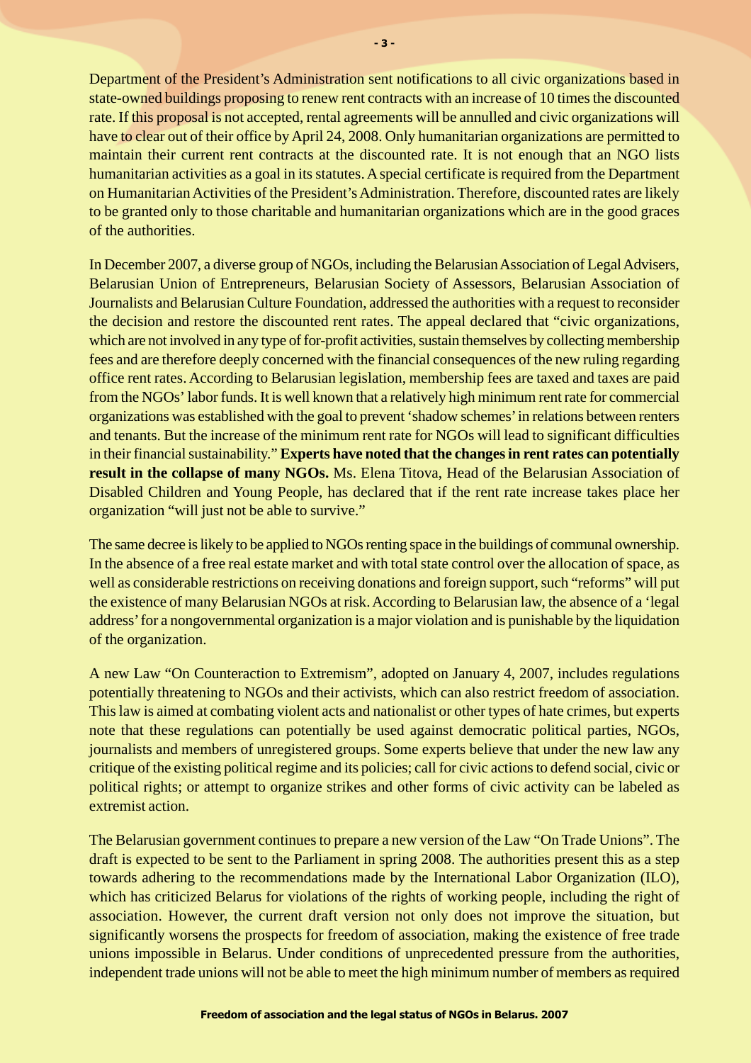Department of the President's Administration sent notifications to all civic organizations based in state-owned buildings proposing to renew rent contracts with an increase of 10 times the discounted rate. If this proposal is not accepted, rental agreements will be annulled and civic organizations will have to clear out of their office by April 24, 2008. Only humanitarian organizations are permitted to maintain their current rent contracts at the discounted rate. It is not enough that an NGO lists humanitarian activities as a goal in its statutes. A special certificate is required from the Department on Humanitarian Activities of the President's Administration. Therefore, discounted rates are likely to be granted only to those charitable and humanitarian organizations which are in the good graces of the authorities.

In December 2007, a diverse group of NGOs, including the Belarusian Association of Legal Advisers, Belarusian Union of Entrepreneurs, Belarusian Society of Assessors, Belarusian Association of Journalists and Belarusian Culture Foundation, addressed the authorities with a request to reconsider the decision and restore the discounted rent rates. The appeal declared that "civic organizations, which are not involved in any type of for-profit activities, sustain themselves by collecting membership fees and are therefore deeply concerned with the financial consequences of the new ruling regarding office rent rates. According to Belarusian legislation, membership fees are taxed and taxes are paid from the NGOs' labor funds. It is well known that a relatively high minimum rent rate for commercial organizations was established with the goal to prevent 'shadow schemes' in relations between renters and tenants. But the increase of the minimum rent rate for NGOs will lead to significant difficulties in their financial sustainability." **Experts have noted that the changes in rent rates can potentially result in the collapse of many NGOs.** Ms. Elena Titova, Head of the Belarusian Association of Disabled Children and Young People, has declared that if the rent rate increase takes place her organization "will just not be able to survive."

The same decree is likely to be applied to NGOs renting space in the buildings of communal ownership. In the absence of a free real estate market and with total state control over the allocation of space, as well as considerable restrictions on receiving donations and foreign support, such "reforms" will put the existence of many Belarusian NGOs at risk. According to Belarusian law, the absence of a 'legal address' for a nongovernmental organization is a major violation and is punishable by the liquidation of the organization.

A new Law "On Counteraction to Extremism", adopted on January 4, 2007, includes regulations potentially threatening to NGOs and their activists, which can also restrict freedom of association. This law is aimed at combating violent acts and nationalist or other types of hate crimes, but experts note that these regulations can potentially be used against democratic political parties, NGOs, journalists and members of unregistered groups. Some experts believe that under the new law any critique of the existing political regime and its policies; call for civic actions to defend social, civic or political rights; or attempt to organize strikes and other forms of civic activity can be labeled as extremist action.

The Belarusian government continues to prepare a new version of the Law "On Trade Unions". The draft is expected to be sent to the Parliament in spring 2008. The authorities present this as a step towards adhering to the recommendations made by the International Labor Organization (ILO), which has criticized Belarus for violations of the rights of working people, including the right of association. However, the current draft version not only does not improve the situation, but significantly worsens the prospects for freedom of association, making the existence of free trade unions impossible in Belarus. Under conditions of unprecedented pressure from the authorities, independent trade unions will not be able to meet the high minimum number of members as required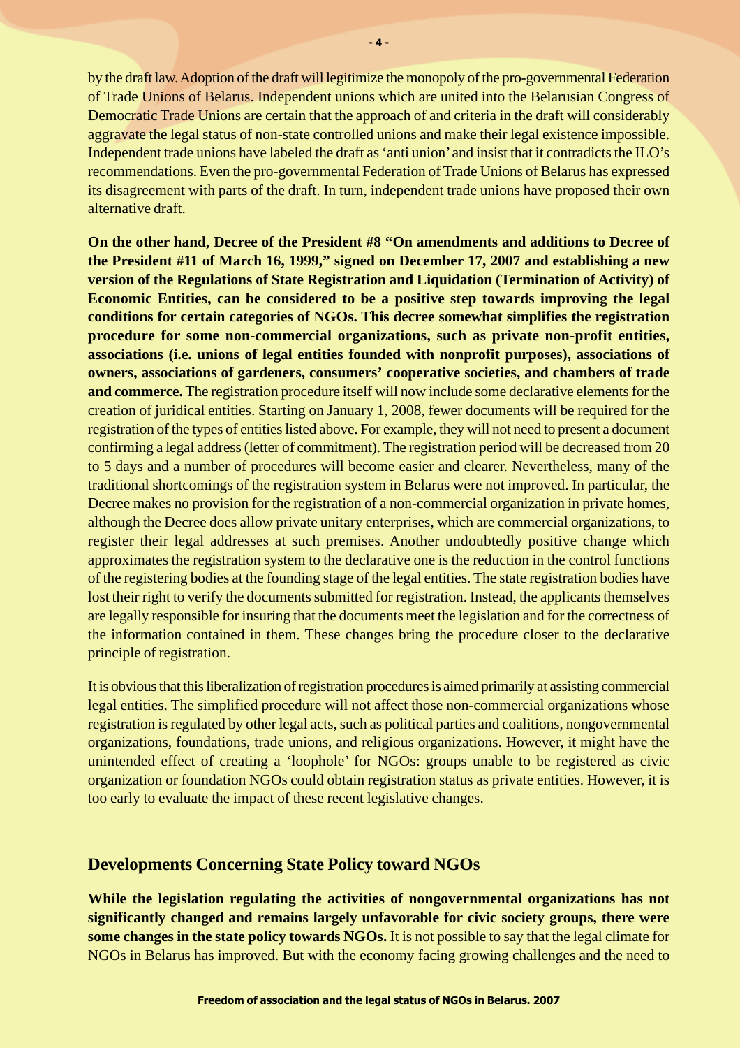by the draft law. Adoption of the draft will legitimize the monopoly of the pro-governmental Federation of Trade Unions of Belarus. Independent unions which are united into the Belarusian Congress of Democratic Trade Unions are certain that the approach of and criteria in the draft will considerably aggravate the legal status of non-state controlled unions and make their legal existence impossible. Independent trade unions have labeled the draft as 'anti union' and insist that it contradicts the ILO's recommendations. Even the pro-governmental Federation of Trade Unions of Belarus has expressed its disagreement with parts of the draft. In turn, independent trade unions have proposed their own alternative draft.

**On the other hand, Decree of the President #8 "On amendments and additions to Decree of the President #11 of March 16, 1999," signed on December 17, 2007 and establishing a new version of the Regulations of State Registration and Liquidation (Termination of Activity) of Economic Entities, can be considered to be a positive step towards improving the legal conditions for certain categories of NGOs. This decree somewhat simplifies the registration procedure for some non-commercial organizations, such as private non-profit entities, associations (i.e. unions of legal entities founded with nonprofit purposes), associations of owners, associations of gardeners, consumers' cooperative societies, and chambers of trade and commerce.** The registration procedure itself will now include some declarative elements for the creation of juridical entities. Starting on January 1, 2008, fewer documents will be required for the registration of the types of entities listed above. For example, they will not need to present a document confirming a legal address (letter of commitment). The registration period will be decreased from 20 to 5 days and a number of procedures will become easier and clearer. Nevertheless, many of the traditional shortcomings of the registration system in Belarus were not improved. In particular, the Decree makes no provision for the registration of a non-commercial organization in private homes, although the Decree does allow private unitary enterprises, which are commercial organizations, to register their legal addresses at such premises. Another undoubtedly positive change which approximates the registration system to the declarative one is the reduction in the control functions of the registering bodies at the founding stage of the legal entities. The state registration bodies have lost their right to verify the documents submitted for registration. Instead, the applicants themselves are legally responsible for insuring that the documents meet the legislation and for the correctness of the information contained in them. These changes bring the procedure closer to the declarative principle of registration.

It is obvious that this liberalization of registration procedures is aimed primarily at assisting commercial legal entities. The simplified procedure will not affect those non-commercial organizations whose registration is regulated by other legal acts, such as political parties and coalitions, nongovernmental organizations, foundations, trade unions, and religious organizations. However, it might have the unintended effect of creating a 'loophole' for NGOs: groups unable to be registered as civic organization or foundation NGOs could obtain registration status as private entities. However, it is too early to evaluate the impact of these recent legislative changes.

## Developments Concerning State Policy toward NGOs

**While the legislation regulating the activities of nongovernmental organizations has not significantly changed and remains largely unfavorable for civic society groups, there were some changes in the state policy towards NGOs.** It is not possible to say that the legal climate for NGOs in Belarus has improved. But with the economy facing growing challenges and the need to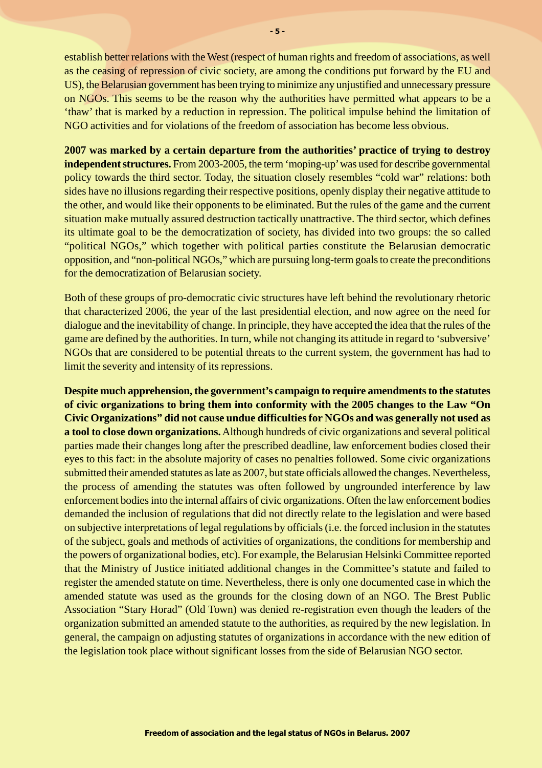establish better relations with the West (respect of human rights and freedom of associations, as well as the ceasing of repression of civic society, are among the conditions put forward by the EU and US), the Belarusian government has been trying to minimize any unjustified and unnecessary pressure on NGOs. This seems to be the reason why the authorities have permitted what appears to be a 'thaw' that is marked by a reduction in repression. The political impulse behind the limitation of NGO activities and for violations of the freedom of association has become less obvious.

**2007 was marked by a certain departure from the authorities' practice of trying to destroy independent structures.** From 2003-2005, the term 'moping-up' was used for describe governmental policy towards the third sector. Today, the situation closely resembles "cold war" relations: both sides have no illusions regarding their respective positions, openly display their negative attitude to the other, and would like their opponents to be eliminated. But the rules of the game and the current situation make mutually assured destruction tactically unattractive. The third sector, which defines its ultimate goal to be the democratization of society, has divided into two groups: the so called "political NGOs," which together with political parties constitute the Belarusian democratic opposition, and "non-political NGOs," which are pursuing long-term goals to create the preconditions for the democratization of Belarusian society.

Both of these groups of pro-democratic civic structures have left behind the revolutionary rhetoric that characterized 2006, the year of the last presidential election, and now agree on the need for dialogue and the inevitability of change. In principle, they have accepted the idea that the rules of the game are defined by the authorities. In turn, while not changing its attitude in regard to 'subversive' NGOs that are considered to be potential threats to the current system, the government has had to limit the severity and intensity of its repressions.

**Despite much apprehension, the government's campaign to require amendments to the statutes of civic organizations to bring them into conformity with the 2005 changes to the Law "On Civic Organizations" did not cause undue difficulties for NGOs and was generally not used as a tool to close down organizations.** Although hundreds of civic organizations and several political parties made their changes long after the prescribed deadline, law enforcement bodies closed their eyes to this fact: in the absolute majority of cases no penalties followed. Some civic organizations submitted their amended statutes as late as 2007, but state officials allowed the changes. Nevertheless, the process of amending the statutes was often followed by ungrounded interference by law enforcement bodies into the internal affairs of civic organizations. Often the law enforcement bodies demanded the inclusion of regulations that did not directly relate to the legislation and were based on subjective interpretations of legal regulations by officials (i.e. the forced inclusion in the statutes of the subject, goals and methods of activities of organizations, the conditions for membership and the powers of organizational bodies, etc). For example, the Belarusian Helsinki Committee reported that the Ministry of Justice initiated additional changes in the Committee's statute and failed to register the amended statute on time. Nevertheless, there is only one documented case in which the amended statute was used as the grounds for the closing down of an NGO. The Brest Public Association "Stary Horad" (Old Town) was denied re-registration even though the leaders of the organization submitted an amended statute to the authorities, as required by the new legislation. In general, the campaign on adjusting statutes of organizations in accordance with the new edition of the legislation took place without significant losses from the side of Belarusian NGO sector.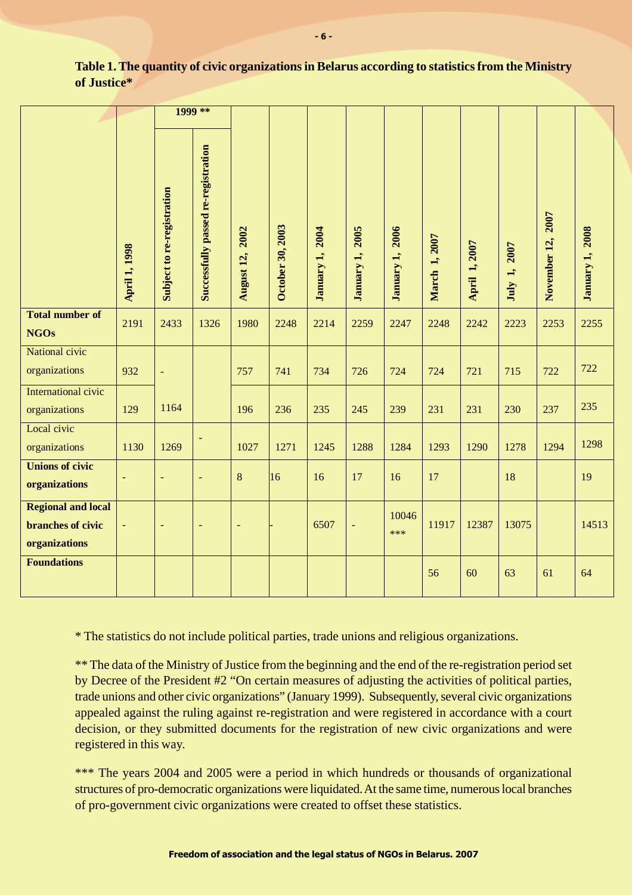**Table 1. The quantity of civic organizations in Belarus according to statistics from the Ministry of Justice***

| | April 1, 1998 | 1999 ** | | August 12, 2002 | October 30, 2003 | January 1, 2004 | January 1, 2005 | January 1, 2006 | March 1, 2007 | April 1, 2007 | July 1, 2007 | November 12, 2007 | January 1, 2008 |
|---|---|---|---|---|---|---|---|---|---|---|---|---|---|
| | | Subject to re-registration | Successfully passed re-registration | | | | | | | | | | |
| **Total number of NGOs** | 2191 | 2433 | 1326 | 1980 | 2248 | 2214 | 2259 | 2247 | 2248 | 2242 | 2223 | 2253 | 2255 |
| National civic organizations | 932 | - | | 757 | 741 | 734 | 726 | 724 | 724 | 721 | 715 | 722 | 722 |
| International civic organizations | 129 | 1164 | | 196 | 236 | 235 | 245 | 239 | 231 | 231 | 230 | 237 | 235 |
| Local civic organizations | 1130 | 1269 | - | 1027 | 1271 | 1245 | 1288 | 1284 | 1293 | 1290 | 1278 | 1294 | 1298 |
| **Unions of civic organizations** | - | - | - | 8 | 16 | 16 | 17 | 16 | 17 | | 18 | | 19 |
| **Regional and local branches of civic organizations** | - | - | - | - | - | 6507 | - | 10046 *** | 11917 | 12387 | 13075 | | 14513 |
| **Foundations** | | | | | | | | | 56 | 60 | 63 | 61 | 64 |

* The statistics do not include political parties, trade unions and religious organizations.

** The data of the Ministry of Justice from the beginning and the end of the re-registration period set by Decree of the President #2 "On certain measures of adjusting the activities of political parties, trade unions and other civic organizations" (January 1999). Subsequently, several civic organizations appealed against the ruling against re-registration and were registered in accordance with a court decision, or they submitted documents for the registration of new civic organizations and were registered in this way.

*** The years 2004 and 2005 were a period in which hundreds or thousands of organizational structures of pro-democratic organizations were liquidated. At the same time, numerous local branches of pro-government civic organizations were created to offset these statistics.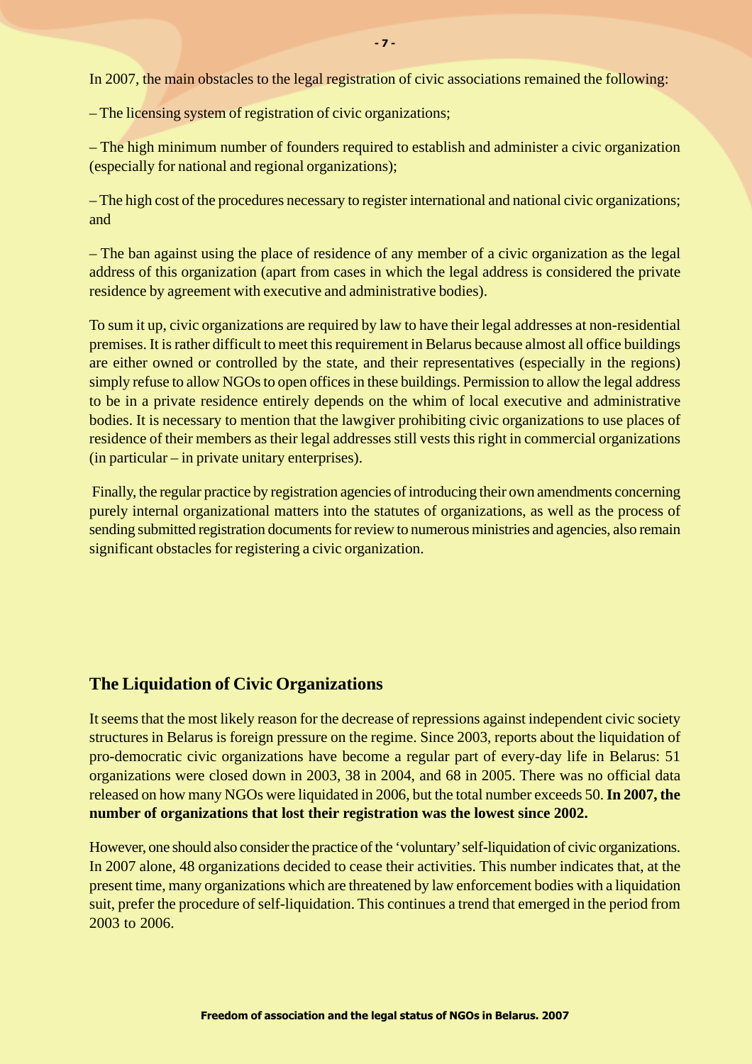In 2007, the main obstacles to the legal registration of civic associations remained the following:

– The licensing system of registration of civic organizations;

– The high minimum number of founders required to establish and administer a civic organization (especially for national and regional organizations);

– The high cost of the procedures necessary to register international and national civic organizations; and

– The ban against using the place of residence of any member of a civic organization as the legal address of this organization (apart from cases in which the legal address is considered the private residence by agreement with executive and administrative bodies).

To sum it up, civic organizations are required by law to have their legal addresses at non-residential premises. It is rather difficult to meet this requirement in Belarus because almost all office buildings are either owned or controlled by the state, and their representatives (especially in the regions) simply refuse to allow NGOs to open offices in these buildings. Permission to allow the legal address to be in a private residence entirely depends on the whim of local executive and administrative bodies. It is necessary to mention that the lawgiver prohibiting civic organizations to use places of residence of their members as their legal addresses still vests this right in commercial organizations (in particular – in private unitary enterprises).

Finally, the regular practice by registration agencies of introducing their own amendments concerning purely internal organizational matters into the statutes of organizations, as well as the process of sending submitted registration documents for review to numerous ministries and agencies, also remain significant obstacles for registering a civic organization.

## The Liquidation of Civic Organizations

It seems that the most likely reason for the decrease of repressions against independent civic society structures in Belarus is foreign pressure on the regime. Since 2003, reports about the liquidation of pro-democratic civic organizations have become a regular part of every-day life in Belarus: 51 organizations were closed down in 2003, 38 in 2004, and 68 in 2005. There was no official data released on how many NGOs were liquidated in 2006, but the total number exceeds 50. **In 2007, the number of organizations that lost their registration was the lowest since 2002.**

However, one should also consider the practice of the 'voluntary' self-liquidation of civic organizations. In 2007 alone, 48 organizations decided to cease their activities. This number indicates that, at the present time, many organizations which are threatened by law enforcement bodies with a liquidation suit, prefer the procedure of self-liquidation. This continues a trend that emerged in the period from 2003 to 2006.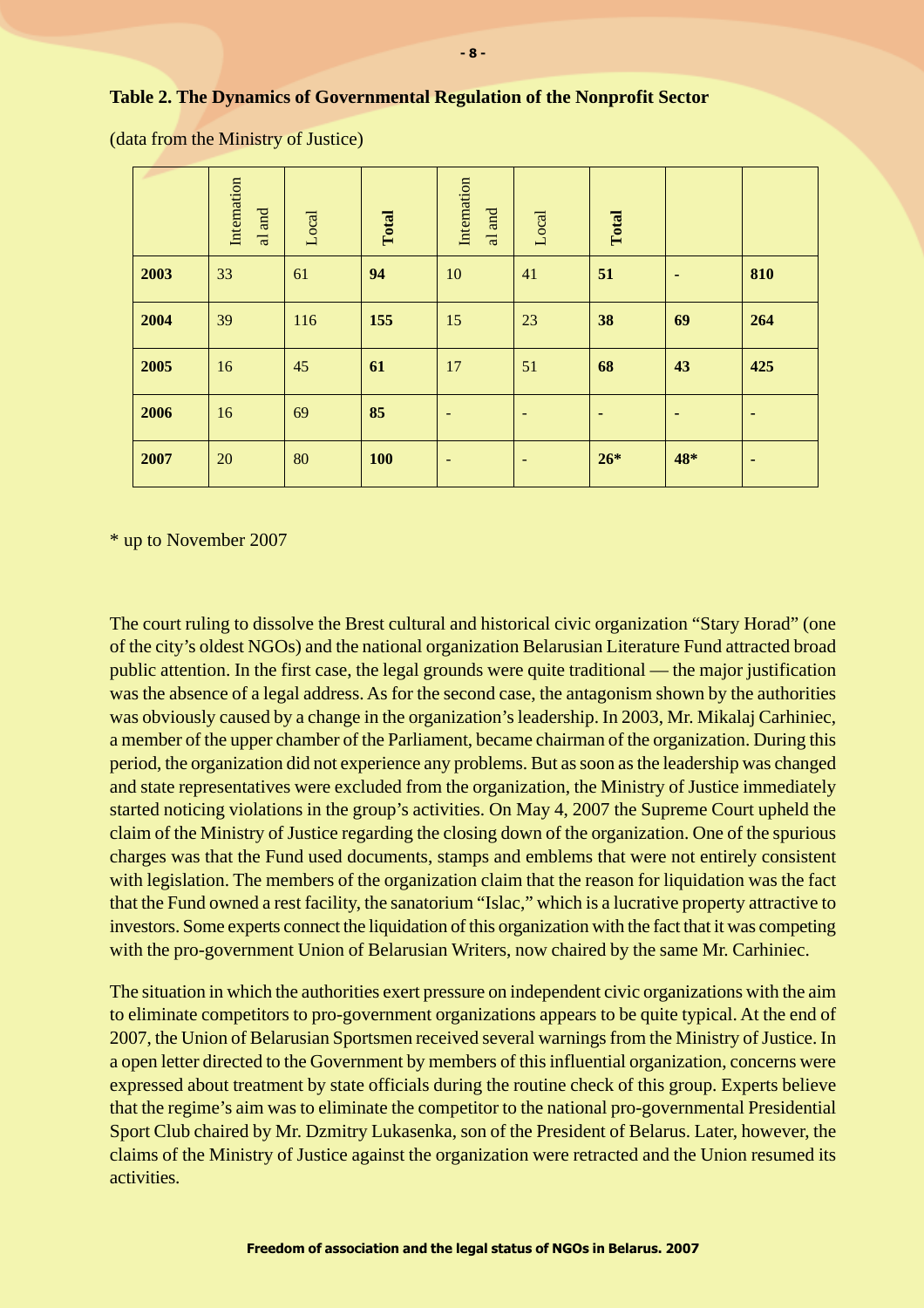**Table 2. The Dynamics of Governmental Regulation of the Nonprofit Sector**

(data from the Ministry of Justice)

| | International | Local | **Total** | International | Local | **Total** | | |
|---|---|---|---|---|---|---|---|---|
| **2003** | 33 | 61 | **94** | 10 | 41 | **51** | - | **810** |
| **2004** | 39 | 116 | **155** | 15 | 23 | **38** | **69** | **264** |
| **2005** | 16 | 45 | **61** | 17 | 51 | **68** | **43** | **425** |
| **2006** | 16 | 69 | **85** | - | - | - | - | - |
| **2007** | 20 | 80 | **100** | - | - | **26*** | **48*** | - |

* up to November 2007

The court ruling to dissolve the Brest cultural and historical civic organization "Stary Horad" (one of the city's oldest NGOs) and the national organization Belarusian Literature Fund attracted broad public attention. In the first case, the legal grounds were quite traditional — the major justification was the absence of a legal address. As for the second case, the antagonism shown by the authorities was obviously caused by a change in the organization's leadership. In 2003, Mr. Mikalaj Carhiniec, a member of the upper chamber of the Parliament, became chairman of the organization. During this period, the organization did not experience any problems. But as soon as the leadership was changed and state representatives were excluded from the organization, the Ministry of Justice immediately started noticing violations in the group's activities. On May 4, 2007 the Supreme Court upheld the claim of the Ministry of Justice regarding the closing down of the organization. One of the spurious charges was that the Fund used documents, stamps and emblems that were not entirely consistent with legislation. The members of the organization claim that the reason for liquidation was the fact that the Fund owned a rest facility, the sanatorium "Islac," which is a lucrative property attractive to investors. Some experts connect the liquidation of this organization with the fact that it was competing with the pro-government Union of Belarusian Writers, now chaired by the same Mr. Carhiniec.

The situation in which the authorities exert pressure on independent civic organizations with the aim to eliminate competitors to pro-government organizations appears to be quite typical. At the end of 2007, the Union of Belarusian Sportsmen received several warnings from the Ministry of Justice. In a open letter directed to the Government by members of this influential organization, concerns were expressed about treatment by state officials during the routine check of this group. Experts believe that the regime's aim was to eliminate the competitor to the national pro-governmental Presidential Sport Club chaired by Mr. Dzmitry Lukasenka, son of the President of Belarus. Later, however, the claims of the Ministry of Justice against the organization were retracted and the Union resumed its activities.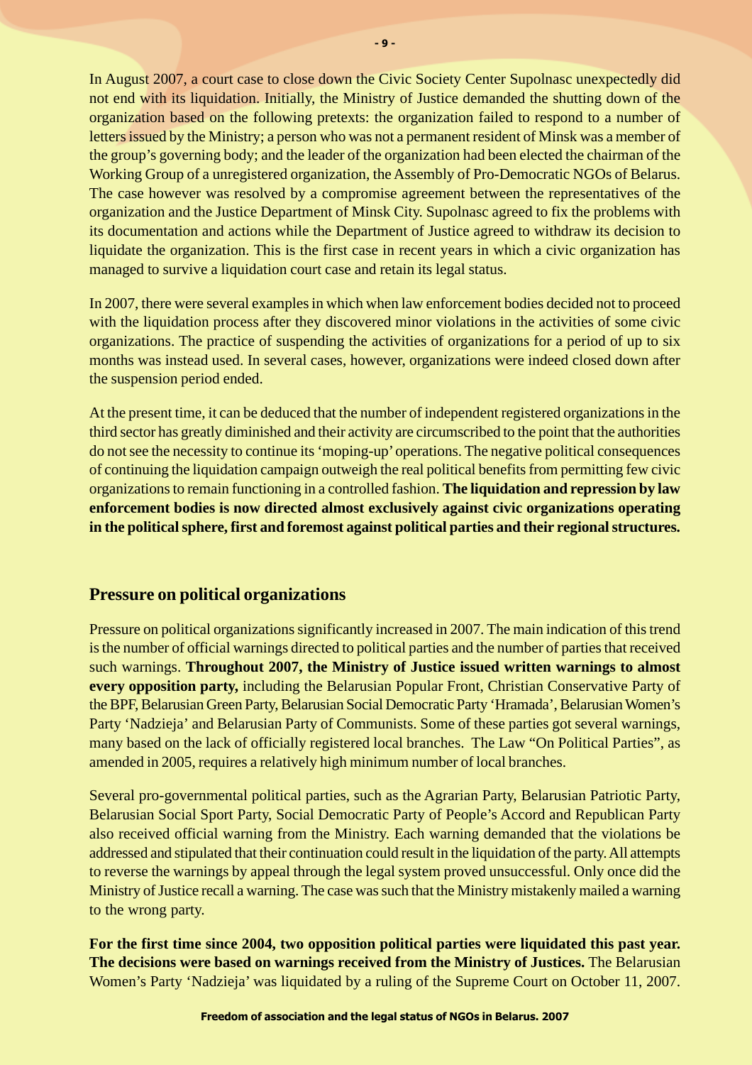In August 2007, a court case to close down the Civic Society Center Supolnasc unexpectedly did not end with its liquidation. Initially, the Ministry of Justice demanded the shutting down of the organization based on the following pretexts: the organization failed to respond to a number of letters issued by the Ministry; a person who was not a permanent resident of Minsk was a member of the group's governing body; and the leader of the organization had been elected the chairman of the Working Group of a unregistered organization, the Assembly of Pro-Democratic NGOs of Belarus. The case however was resolved by a compromise agreement between the representatives of the organization and the Justice Department of Minsk City. Supolnasc agreed to fix the problems with its documentation and actions while the Department of Justice agreed to withdraw its decision to liquidate the organization. This is the first case in recent years in which a civic organization has managed to survive a liquidation court case and retain its legal status.

In 2007, there were several examples in which when law enforcement bodies decided not to proceed with the liquidation process after they discovered minor violations in the activities of some civic organizations. The practice of suspending the activities of organizations for a period of up to six months was instead used. In several cases, however, organizations were indeed closed down after the suspension period ended.

At the present time, it can be deduced that the number of independent registered organizations in the third sector has greatly diminished and their activity are circumscribed to the point that the authorities do not see the necessity to continue its 'moping-up' operations. The negative political consequences of continuing the liquidation campaign outweigh the real political benefits from permitting few civic organizations to remain functioning in a controlled fashion. **The liquidation and repression by law enforcement bodies is now directed almost exclusively against civic organizations operating in the political sphere, first and foremost against political parties and their regional structures.**

## Pressure on political organizations

Pressure on political organizations significantly increased in 2007. The main indication of this trend is the number of official warnings directed to political parties and the number of parties that received such warnings. **Throughout 2007, the Ministry of Justice issued written warnings to almost every opposition party,** including the Belarusian Popular Front, Christian Conservative Party of the BPF, Belarusian Green Party, Belarusian Social Democratic Party 'Hramada', Belarusian Women's Party 'Nadzieja' and Belarusian Party of Communists. Some of these parties got several warnings, many based on the lack of officially registered local branches. The Law "On Political Parties", as amended in 2005, requires a relatively high minimum number of local branches.

Several pro-governmental political parties, such as the Agrarian Party, Belarusian Patriotic Party, Belarusian Social Sport Party, Social Democratic Party of People's Accord and Republican Party also received official warning from the Ministry. Each warning demanded that the violations be addressed and stipulated that their continuation could result in the liquidation of the party. All attempts to reverse the warnings by appeal through the legal system proved unsuccessful. Only once did the Ministry of Justice recall a warning. The case was such that the Ministry mistakenly mailed a warning to the wrong party.

**For the first time since 2004, two opposition political parties were liquidated this past year. The decisions were based on warnings received from the Ministry of Justices.** The Belarusian Women's Party 'Nadzieja' was liquidated by a ruling of the Supreme Court on October 11, 2007.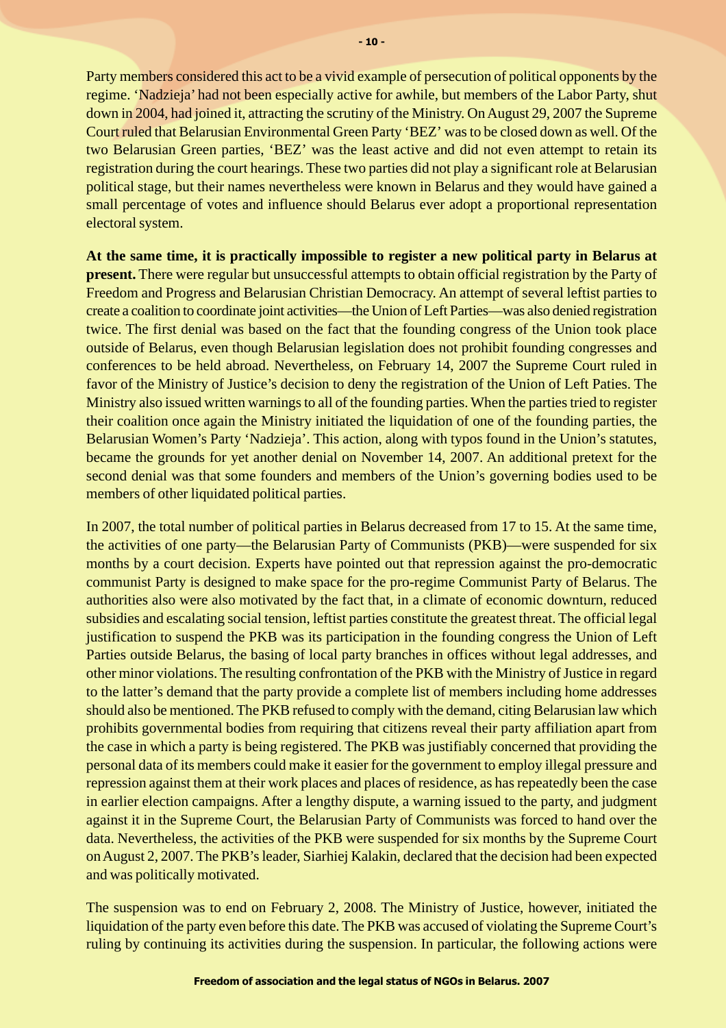Party members considered this act to be a vivid example of persecution of political opponents by the regime. 'Nadzieja' had not been especially active for awhile, but members of the Labor Party, shut down in 2004, had joined it, attracting the scrutiny of the Ministry. On August 29, 2007 the Supreme Court ruled that Belarusian Environmental Green Party 'BEZ' was to be closed down as well. Of the two Belarusian Green parties, 'BEZ' was the least active and did not even attempt to retain its registration during the court hearings. These two parties did not play a significant role at Belarusian political stage, but their names nevertheless were known in Belarus and they would have gained a small percentage of votes and influence should Belarus ever adopt a proportional representation electoral system.

**At the same time, it is practically impossible to register a new political party in Belarus at present.** There were regular but unsuccessful attempts to obtain official registration by the Party of Freedom and Progress and Belarusian Christian Democracy. An attempt of several leftist parties to create a coalition to coordinate joint activities—the Union of Left Parties—was also denied registration twice. The first denial was based on the fact that the founding congress of the Union took place outside of Belarus, even though Belarusian legislation does not prohibit founding congresses and conferences to be held abroad. Nevertheless, on February 14, 2007 the Supreme Court ruled in favor of the Ministry of Justice's decision to deny the registration of the Union of Left Paties. The Ministry also issued written warnings to all of the founding parties. When the parties tried to register their coalition once again the Ministry initiated the liquidation of one of the founding parties, the Belarusian Women's Party 'Nadzieja'. This action, along with typos found in the Union's statutes, became the grounds for yet another denial on November 14, 2007. An additional pretext for the second denial was that some founders and members of the Union's governing bodies used to be members of other liquidated political parties.

In 2007, the total number of political parties in Belarus decreased from 17 to 15. At the same time, the activities of one party—the Belarusian Party of Communists (PKB)—were suspended for six months by a court decision. Experts have pointed out that repression against the pro-democratic communist Party is designed to make space for the pro-regime Communist Party of Belarus. The authorities also were also motivated by the fact that, in a climate of economic downturn, reduced subsidies and escalating social tension, leftist parties constitute the greatest threat. The official legal justification to suspend the PKB was its participation in the founding congress the Union of Left Parties outside Belarus, the basing of local party branches in offices without legal addresses, and other minor violations. The resulting confrontation of the PKB with the Ministry of Justice in regard to the latter's demand that the party provide a complete list of members including home addresses should also be mentioned. The PKB refused to comply with the demand, citing Belarusian law which prohibits governmental bodies from requiring that citizens reveal their party affiliation apart from the case in which a party is being registered. The PKB was justifiably concerned that providing the personal data of its members could make it easier for the government to employ illegal pressure and repression against them at their work places and places of residence, as has repeatedly been the case in earlier election campaigns. After a lengthy dispute, a warning issued to the party, and judgment against it in the Supreme Court, the Belarusian Party of Communists was forced to hand over the data. Nevertheless, the activities of the PKB were suspended for six months by the Supreme Court on August 2, 2007. The PKB's leader, Siarhiej Kalakin, declared that the decision had been expected and was politically motivated.

The suspension was to end on February 2, 2008. The Ministry of Justice, however, initiated the liquidation of the party even before this date. The PKB was accused of violating the Supreme Court's ruling by continuing its activities during the suspension. In particular, the following actions were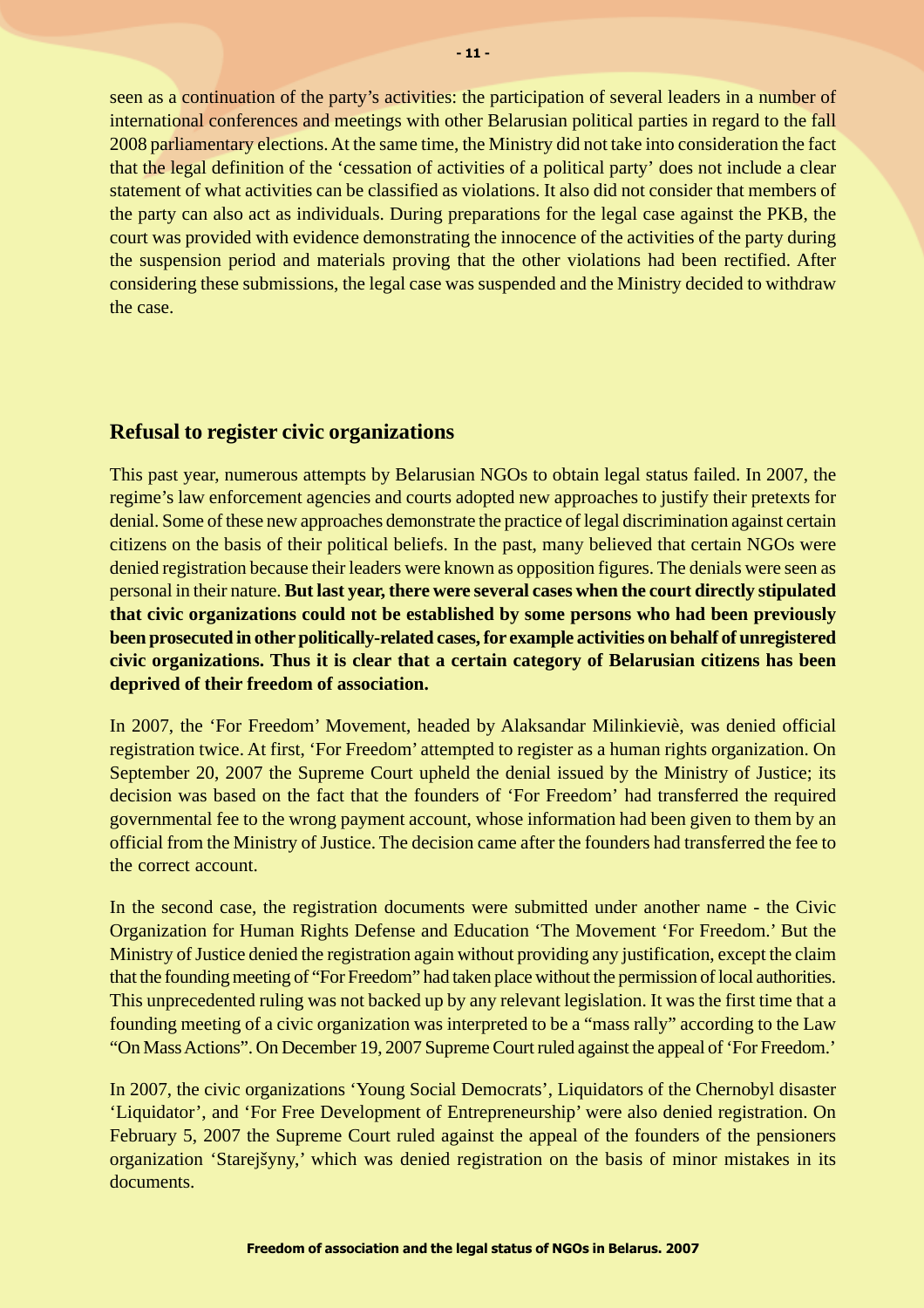seen as a continuation of the party's activities: the participation of several leaders in a number of international conferences and meetings with other Belarusian political parties in regard to the fall 2008 parliamentary elections. At the same time, the Ministry did not take into consideration the fact that the legal definition of the 'cessation of activities of a political party' does not include a clear statement of what activities can be classified as violations. It also did not consider that members of the party can also act as individuals. During preparations for the legal case against the PKB, the court was provided with evidence demonstrating the innocence of the activities of the party during the suspension period and materials proving that the other violations had been rectified. After considering these submissions, the legal case was suspended and the Ministry decided to withdraw the case.

## Refusal to register civic organizations

This past year, numerous attempts by Belarusian NGOs to obtain legal status failed. In 2007, the regime's law enforcement agencies and courts adopted new approaches to justify their pretexts for denial. Some of these new approaches demonstrate the practice of legal discrimination against certain citizens on the basis of their political beliefs. In the past, many believed that certain NGOs were denied registration because their leaders were known as opposition figures. The denials were seen as personal in their nature. **But last year, there were several cases when the court directly stipulated that civic organizations could not be established by some persons who had been previously been prosecuted in other politically-related cases, for example activities on behalf of unregistered civic organizations. Thus it is clear that a certain category of Belarusian citizens has been deprived of their freedom of association.**

In 2007, the 'For Freedom' Movement, headed by Alaksandar Milinkieviè, was denied official registration twice. At first, 'For Freedom' attempted to register as a human rights organization. On September 20, 2007 the Supreme Court upheld the denial issued by the Ministry of Justice; its decision was based on the fact that the founders of 'For Freedom' had transferred the required governmental fee to the wrong payment account, whose information had been given to them by an official from the Ministry of Justice. The decision came after the founders had transferred the fee to the correct account.

In the second case, the registration documents were submitted under another name - the Civic Organization for Human Rights Defense and Education 'The Movement 'For Freedom.' But the Ministry of Justice denied the registration again without providing any justification, except the claim that the founding meeting of "For Freedom" had taken place without the permission of local authorities. This unprecedented ruling was not backed up by any relevant legislation. It was the first time that a founding meeting of a civic organization was interpreted to be a "mass rally" according to the Law "On Mass Actions". On December 19, 2007 Supreme Court ruled against the appeal of 'For Freedom.'

In 2007, the civic organizations 'Young Social Democrats', Liquidators of the Chernobyl disaster 'Liquidator', and 'For Free Development of Entrepreneurship' were also denied registration. On February 5, 2007 the Supreme Court ruled against the appeal of the founders of the pensioners organization 'Starejšyny,' which was denied registration on the basis of minor mistakes in its documents.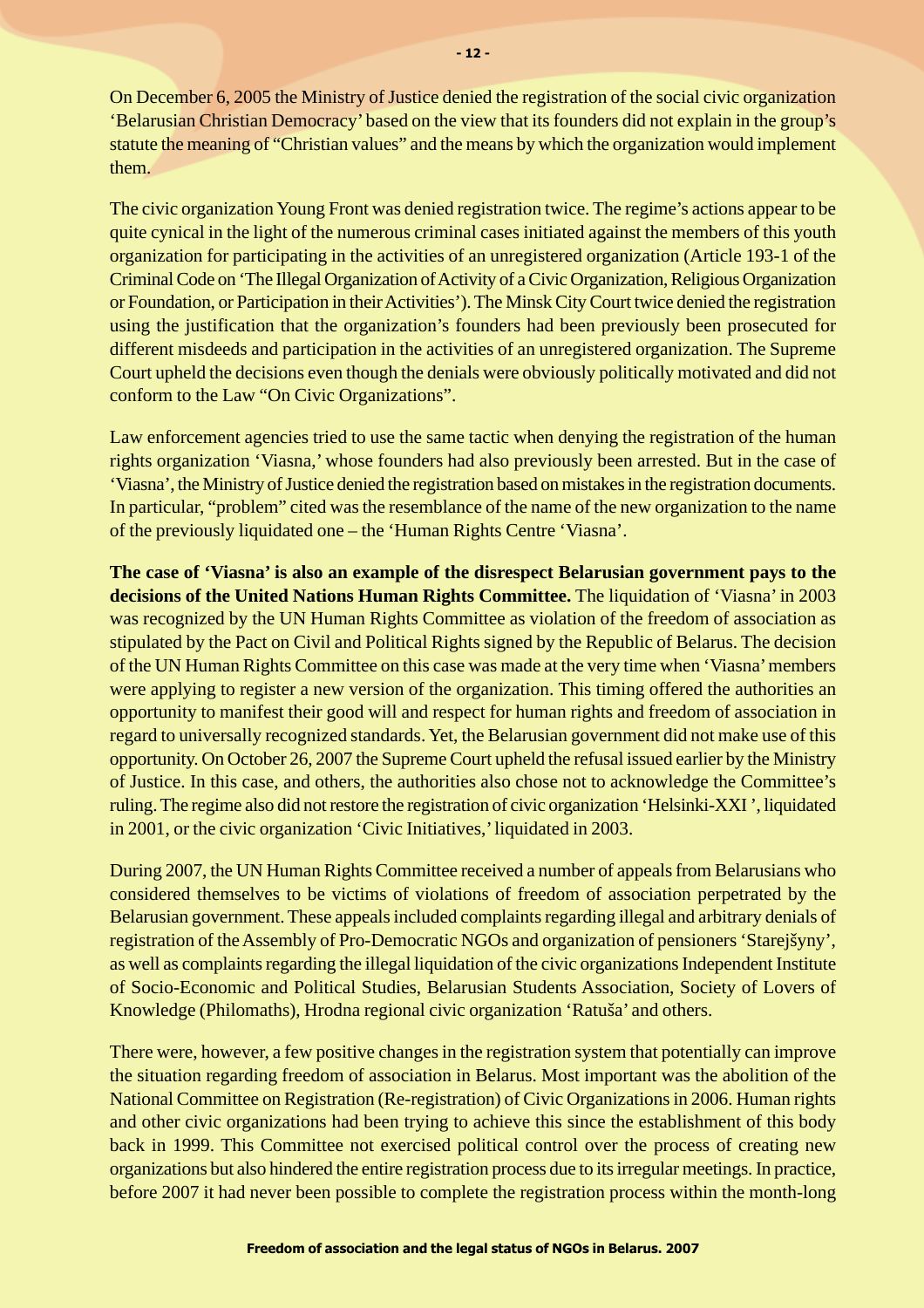On December 6, 2005 the Ministry of Justice denied the registration of the social civic organization 'Belarusian Christian Democracy' based on the view that its founders did not explain in the group's statute the meaning of "Christian values" and the means by which the organization would implement them.

The civic organization Young Front was denied registration twice. The regime's actions appear to be quite cynical in the light of the numerous criminal cases initiated against the members of this youth organization for participating in the activities of an unregistered organization (Article 193-1 of the Criminal Code on 'The Illegal Organization of Activity of a Civic Organization, Religious Organization or Foundation, or Participation in their Activities'). The Minsk City Court twice denied the registration using the justification that the organization's founders had been previously been prosecuted for different misdeeds and participation in the activities of an unregistered organization. The Supreme Court upheld the decisions even though the denials were obviously politically motivated and did not conform to the Law "On Civic Organizations".

Law enforcement agencies tried to use the same tactic when denying the registration of the human rights organization 'Viasna,' whose founders had also previously been arrested. But in the case of 'Viasna', the Ministry of Justice denied the registration based on mistakes in the registration documents. In particular, "problem" cited was the resemblance of the name of the new organization to the name of the previously liquidated one – the 'Human Rights Centre 'Viasna'.

**The case of 'Viasna' is also an example of the disrespect Belarusian government pays to the decisions of the United Nations Human Rights Committee.** The liquidation of 'Viasna' in 2003 was recognized by the UN Human Rights Committee as violation of the freedom of association as stipulated by the Pact on Civil and Political Rights signed by the Republic of Belarus. The decision of the UN Human Rights Committee on this case was made at the very time when 'Viasna' members were applying to register a new version of the organization. This timing offered the authorities an opportunity to manifest their good will and respect for human rights and freedom of association in regard to universally recognized standards. Yet, the Belarusian government did not make use of this opportunity. On October 26, 2007 the Supreme Court upheld the refusal issued earlier by the Ministry of Justice. In this case, and others, the authorities also chose not to acknowledge the Committee's ruling. The regime also did not restore the registration of civic organization 'Helsinki-XXI ', liquidated in 2001, or the civic organization 'Civic Initiatives,' liquidated in 2003.

During 2007, the UN Human Rights Committee received a number of appeals from Belarusians who considered themselves to be victims of violations of freedom of association perpetrated by the Belarusian government. These appeals included complaints regarding illegal and arbitrary denials of registration of the Assembly of Pro-Democratic NGOs and organization of pensioners 'Starejšyny', as well as complaints regarding the illegal liquidation of the civic organizations Independent Institute of Socio-Economic and Political Studies, Belarusian Students Association, Society of Lovers of Knowledge (Philomaths), Hrodna regional civic organization 'Ratuša' and others.

There were, however, a few positive changes in the registration system that potentially can improve the situation regarding freedom of association in Belarus. Most important was the abolition of the National Committee on Registration (Re-registration) of Civic Organizations in 2006. Human rights and other civic organizations had been trying to achieve this since the establishment of this body back in 1999. This Committee not exercised political control over the process of creating new organizations but also hindered the entire registration process due to its irregular meetings. In practice, before 2007 it had never been possible to complete the registration process within the month-long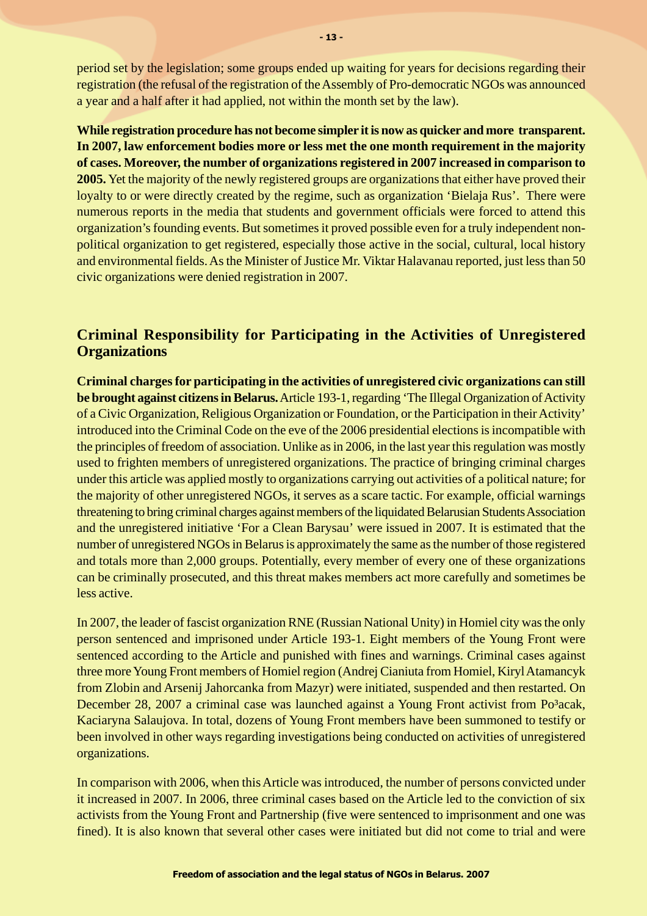period set by the legislation; some groups ended up waiting for years for decisions regarding their registration (the refusal of the registration of the Assembly of Pro-democratic NGOs was announced a year and a half after it had applied, not within the month set by the law).

**While registration procedure has not become simpler it is now as quicker and more transparent. In 2007, law enforcement bodies more or less met the one month requirement in the majority of cases. Moreover, the number of organizations registered in 2007 increased in comparison to 2005.** Yet the majority of the newly registered groups are organizations that either have proved their loyalty to or were directly created by the regime, such as organization 'Bielaja Rus'. There were numerous reports in the media that students and government officials were forced to attend this organization's founding events. But sometimes it proved possible even for a truly independent non-political organization to get registered, especially those active in the social, cultural, local history and environmental fields. As the Minister of Justice Mr. Viktar Halavanau reported, just less than 50 civic organizations were denied registration in 2007.

## Criminal Responsibility for Participating in the Activities of Unregistered Organizations

**Criminal charges for participating in the activities of unregistered civic organizations can still be brought against citizens in Belarus.** Article 193-1, regarding 'The Illegal Organization of Activity of a Civic Organization, Religious Organization or Foundation, or the Participation in their Activity' introduced into the Criminal Code on the eve of the 2006 presidential elections is incompatible with the principles of freedom of association. Unlike as in 2006, in the last year this regulation was mostly used to frighten members of unregistered organizations. The practice of bringing criminal charges under this article was applied mostly to organizations carrying out activities of a political nature; for the majority of other unregistered NGOs, it serves as a scare tactic. For example, official warnings threatening to bring criminal charges against members of the liquidated Belarusian Students Association and the unregistered initiative 'For a Clean Barysau' were issued in 2007. It is estimated that the number of unregistered NGOs in Belarus is approximately the same as the number of those registered and totals more than 2,000 groups. Potentially, every member of every one of these organizations can be criminally prosecuted, and this threat makes members act more carefully and sometimes be less active.

In 2007, the leader of fascist organization RNE (Russian National Unity) in Homiel city was the only person sentenced and imprisoned under Article 193-1. Eight members of the Young Front were sentenced according to the Article and punished with fines and warnings. Criminal cases against three more Young Front members of Homiel region (Andrej Cianiuta from Homiel, Kiryl Atamancyk from Zlobin and Arsenij Jahorcanka from Mazyr) were initiated, suspended and then restarted. On December 28, 2007 a criminal case was launched against a Young Front activist from Po³acak, Kaciaryna Salaujova. In total, dozens of Young Front members have been summoned to testify or been involved in other ways regarding investigations being conducted on activities of unregistered organizations.

In comparison with 2006, when this Article was introduced, the number of persons convicted under it increased in 2007. In 2006, three criminal cases based on the Article led to the conviction of six activists from the Young Front and Partnership (five were sentenced to imprisonment and one was fined). It is also known that several other cases were initiated but did not come to trial and were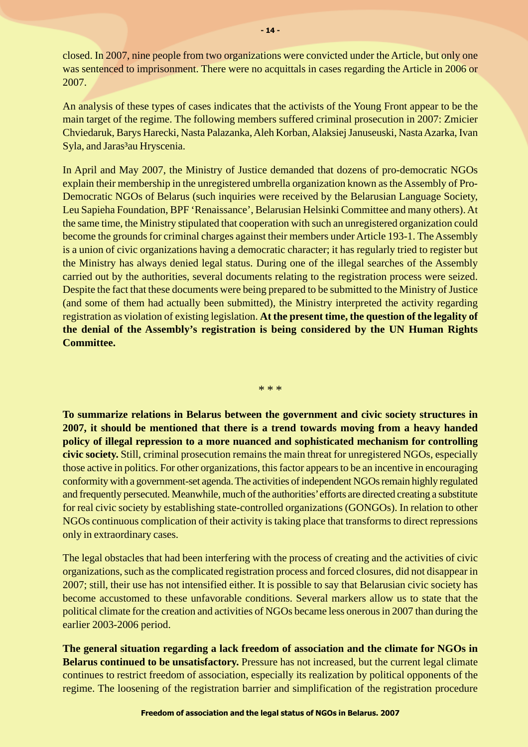closed. In 2007, nine people from two organizations were convicted under the Article, but only one was sentenced to imprisonment. There were no acquittals in cases regarding the Article in 2006 or 2007.

An analysis of these types of cases indicates that the activists of the Young Front appear to be the main target of the regime. The following members suffered criminal prosecution in 2007: Zmicier Chviedaruk, Barys Harecki, Nasta Palazanka, Aleh Korban, Alaksiej Januseuski, Nasta Azarka, Ivan Syla, and Jaras³au Hryscenia.

In April and May 2007, the Ministry of Justice demanded that dozens of pro-democratic NGOs explain their membership in the unregistered umbrella organization known as the Assembly of Pro-Democratic NGOs of Belarus (such inquiries were received by the Belarusian Language Society, Leu Sapieha Foundation, BPF 'Renaissance', Belarusian Helsinki Committee and many others). At the same time, the Ministry stipulated that cooperation with such an unregistered organization could become the grounds for criminal charges against their members under Article 193-1. The Assembly is a union of civic organizations having a democratic character; it has regularly tried to register but the Ministry has always denied legal status. During one of the illegal searches of the Assembly carried out by the authorities, several documents relating to the registration process were seized. Despite the fact that these documents were being prepared to be submitted to the Ministry of Justice (and some of them had actually been submitted), the Ministry interpreted the activity regarding registration as violation of existing legislation. **At the present time, the question of the legality of the denial of the Assembly's registration is being considered by the UN Human Rights Committee.**

\* \* \*

**To summarize relations in Belarus between the government and civic society structures in 2007, it should be mentioned that there is a trend towards moving from a heavy handed policy of illegal repression to a more nuanced and sophisticated mechanism for controlling civic society.** Still, criminal prosecution remains the main threat for unregistered NGOs, especially those active in politics. For other organizations, this factor appears to be an incentive in encouraging conformity with a government-set agenda. The activities of independent NGOs remain highly regulated and frequently persecuted. Meanwhile, much of the authorities' efforts are directed creating a substitute for real civic society by establishing state-controlled organizations (GONGOs). In relation to other NGOs continuous complication of their activity is taking place that transforms to direct repressions only in extraordinary cases.

The legal obstacles that had been interfering with the process of creating and the activities of civic organizations, such as the complicated registration process and forced closures, did not disappear in 2007; still, their use has not intensified either. It is possible to say that Belarusian civic society has become accustomed to these unfavorable conditions. Several markers allow us to state that the political climate for the creation and activities of NGOs became less onerous in 2007 than during the earlier 2003-2006 period.

**The general situation regarding a lack freedom of association and the climate for NGOs in Belarus continued to be unsatisfactory.** Pressure has not increased, but the current legal climate continues to restrict freedom of association, especially its realization by political opponents of the regime. The loosening of the registration barrier and simplification of the registration procedure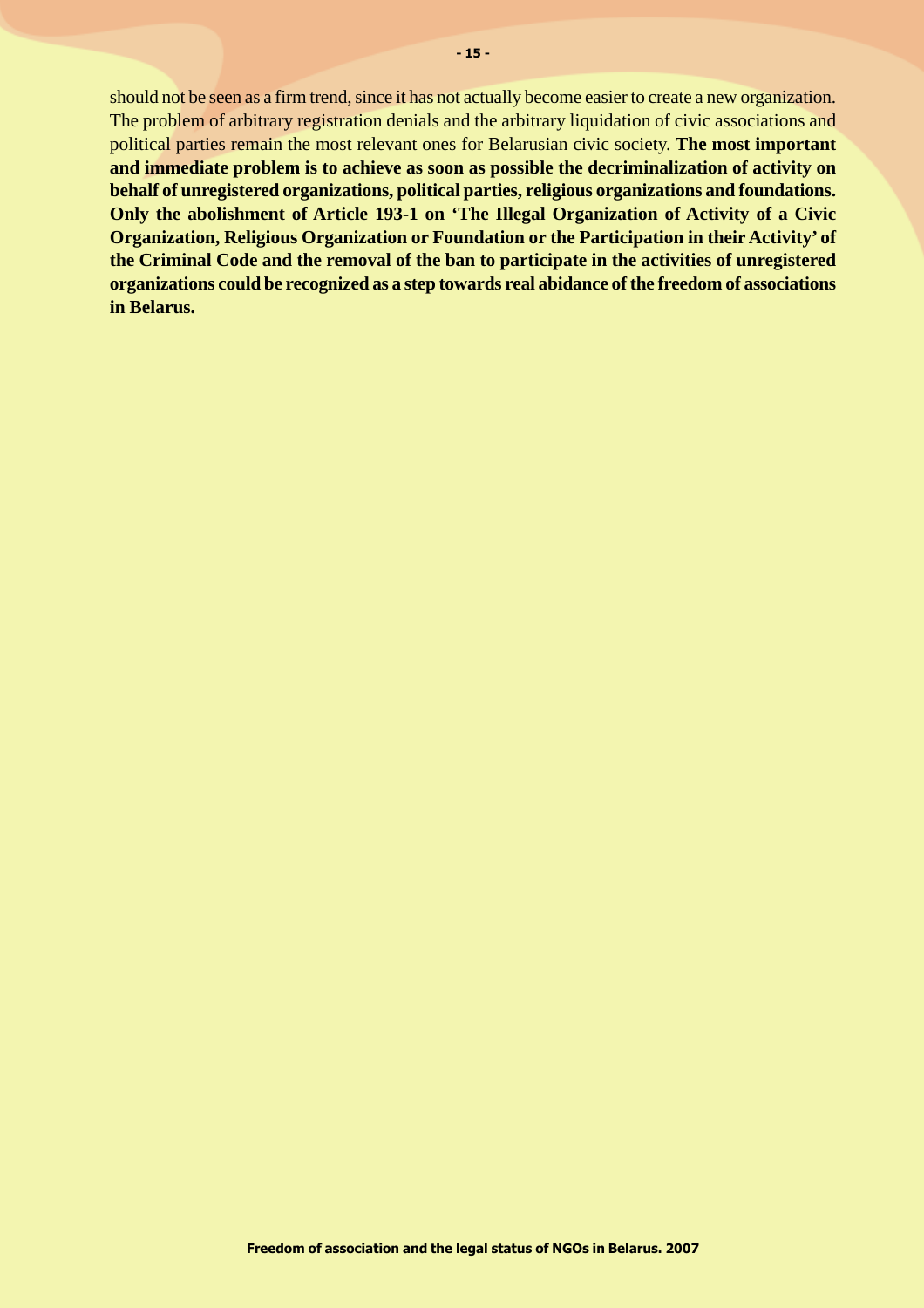should not be seen as a firm trend, since it has not actually become easier to create a new organization. The problem of arbitrary registration denials and the arbitrary liquidation of civic associations and political parties remain the most relevant ones for Belarusian civic society. **The most important and immediate problem is to achieve as soon as possible the decriminalization of activity on behalf of unregistered organizations, political parties, religious organizations and foundations. Only the abolishment of Article 193-1 on 'The Illegal Organization of Activity of a Civic Organization, Religious Organization or Foundation or the Participation in their Activity' of the Criminal Code and the removal of the ban to participate in the activities of unregistered organizations could be recognized as a step towards real abidance of the freedom of associations in Belarus.**